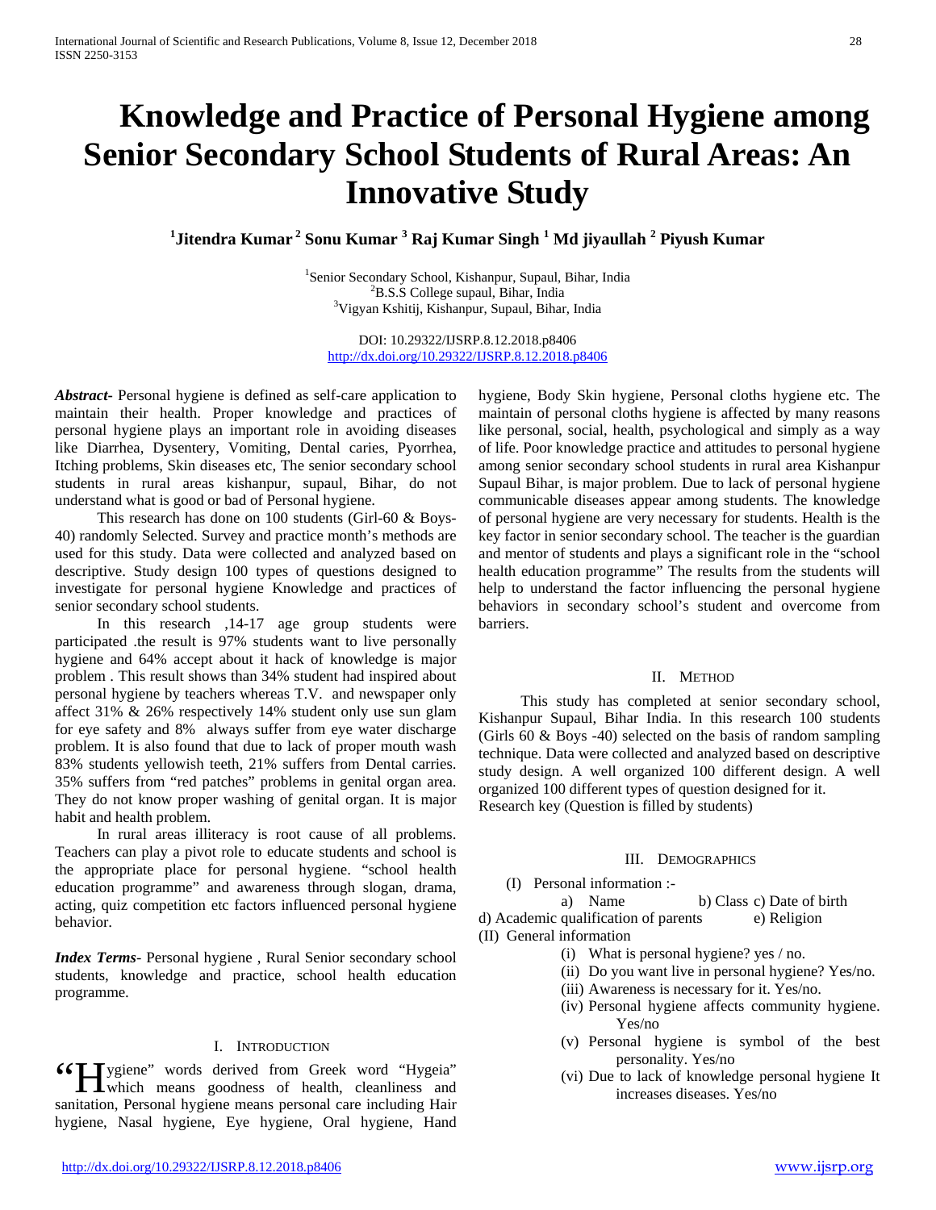# Knowledge and Practice of Personal Hygiene among Senior Secondary School Students of Rural Areas: An Innovative Study

**[1]Jitendra Kumar [2] Sonu Kumar [3] Raj Kumar Singh [1] Md jiyaullah [2] Piyush Kumar**

[1]Senior Secondary School, Kishanpur, Supaul, Bihar, India
[2]B.S.S College supaul, Bihar, India
[3]Vigyan Kshitij, Kishanpur, Supaul, Bihar, India

DOI: 10.29322/IJSRP.8.12.2018.p8406
http://dx.doi.org/10.29322/IJSRP.8.12.2018.p8406

***Abstract-*** Personal hygiene is defined as self-care application to maintain their health. Proper knowledge and practices of personal hygiene plays an important role in avoiding diseases like Diarrhea, Dysentery, Vomiting, Dental caries, Pyorrhea, Itching problems, Skin diseases etc, The senior secondary school students in rural areas kishanpur, supaul, Bihar, do not understand what is good or bad of Personal hygiene.

This research has done on 100 students (Girl-60 & Boys-40) randomly Selected. Survey and practice month's methods are used for this study. Data were collected and analyzed based on descriptive. Study design 100 types of questions designed to investigate for personal hygiene Knowledge and practices of senior secondary school students.

In this research ,14-17 age group students were participated .the result is 97% students want to live personally hygiene and 64% accept about it hack of knowledge is major problem . This result shows than 34% student had inspired about personal hygiene by teachers whereas T.V. and newspaper only affect 31% & 26% respectively 14% student only use sun glam for eye safety and 8% always suffer from eye water discharge problem. It is also found that due to lack of proper mouth wash 83% students yellowish teeth, 21% suffers from Dental carries. 35% suffers from "red patches" problems in genital organ area. They do not know proper washing of genital organ. It is major habit and health problem.

In rural areas illiteracy is root cause of all problems. Teachers can play a pivot role to educate students and school is the appropriate place for personal hygiene. "school health education programme" and awareness through slogan, drama, acting, quiz competition etc factors influenced personal hygiene behavior.

***Index Terms***- Personal hygiene , Rural Senior secondary school students, knowledge and practice, school health education programme.

## I. Introduction

"Hygiene" words derived from Greek word "Hygeia" which means goodness of health, cleanliness and sanitation, Personal hygiene means personal care including Hair hygiene, Nasal hygiene, Eye hygiene, Oral hygiene, Hand hygiene, Body Skin hygiene, Personal cloths hygiene etc. The maintain of personal cloths hygiene is affected by many reasons like personal, social, health, psychological and simply as a way of life. Poor knowledge practice and attitudes to personal hygiene among senior secondary school students in rural area Kishanpur Supaul Bihar, is major problem. Due to lack of personal hygiene communicable diseases appear among students. The knowledge of personal hygiene are very necessary for students. Health is the key factor in senior secondary school. The teacher is the guardian and mentor of students and plays a significant role in the "school health education programme" The results from the students will help to understand the factor influencing the personal hygiene behaviors in secondary school's student and overcome from barriers.

## II. Method

This study has completed at senior secondary school, Kishanpur Supaul, Bihar India. In this research 100 students (Girls 60 & Boys -40) selected on the basis of random sampling technique. Data were collected and analyzed based on descriptive study design. A well organized 100 different design. A well organized 100 different types of question designed for it.
Research key (Question is filled by students)

## III. Demographics

(I) Personal information :-
a) Name b) Class c) Date of birth
d) Academic qualification of parents e) Religion

(II) General information

(i) What is personal hygiene? yes / no.
(ii) Do you want live in personal hygiene? Yes/no.
(iii) Awareness is necessary for it. Yes/no.
(iv) Personal hygiene affects community hygiene. Yes/no
(v) Personal hygiene is symbol of the best personality. Yes/no
(vi) Due to lack of knowledge personal hygiene It increases diseases. Yes/no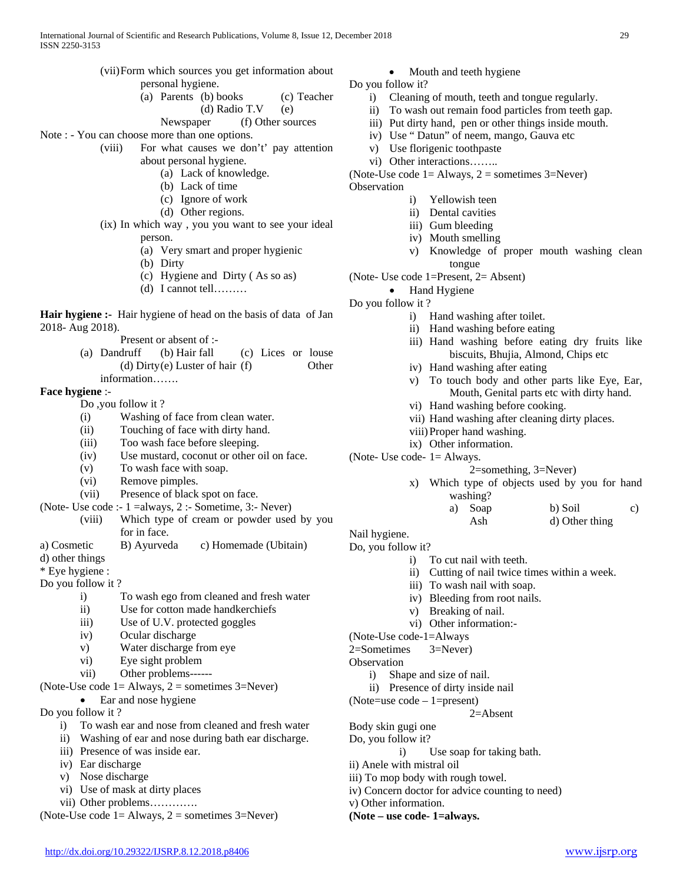(vii) Form which sources you get information about personal hygiene.

(a) Parents (b) books (c) Teacher (d) Radio T.V (e) Newspaper (f) Other sources

Note : - You can choose more than one options.

(viii) For what causes we don't' pay attention about personal hygiene.

(a) Lack of knowledge.
(b) Lack of time
(c) Ignore of work
(d) Other regions.

(ix) In which way , you you want to see your ideal person.

(a) Very smart and proper hygienic
(b) Dirty
(c) Hygiene and Dirty ( As so as)
(d) I cannot tell………

**Hair hygiene :-** Hair hygiene of head on the basis of data of Jan 2018- Aug 2018).

Present or absent of :-

(a) Dandruff (b) Hair fall (c) Lices or louse (d) Dirty (e) Luster of hair (f) Other information…….

**Face hygiene** :-

Do ,you follow it ?

(i) Washing of face from clean water.
(ii) Touching of face with dirty hand.
(iii) Too wash face before sleeping.
(iv) Use mustard, coconut or other oil on face.
(v) To wash face with soap.
(vi) Remove pimples.
(vii) Presence of black spot on face.

(Note- Use code :- 1 =always, 2 :- Sometime, 3:- Never)

(viii) Which type of cream or powder used by you for in face.

a) Cosmetic B) Ayurveda c) Homemade (Ubitain) d) other things

\* Eye hygiene :

Do you follow it ?

i) To wash ego from cleaned and fresh water
ii) Use for cotton made handkerchiefs
iii) Use of U.V. protected goggles
iv) Ocular discharge
v) Water discharge from eye
vi) Eye sight problem
vii) Other problems------

(Note-Use code 1= Always, 2 = sometimes 3=Never)

- Ear and nose hygiene

Do you follow it ?

i) To wash ear and nose from cleaned and fresh water
ii) Washing of ear and nose during bath ear discharge.
iii) Presence of was inside ear.
iv) Ear discharge
v) Nose discharge
vi) Use of mask at dirty places
vii) Other problems………….

(Note-Use code 1= Always, 2 = sometimes 3=Never)

- Mouth and teeth hygiene

Do you follow it?

i) Cleaning of mouth, teeth and tongue regularly.
ii) To wash out remain food particles from teeth gap.
iii) Put dirty hand, pen or other things inside mouth.
iv) Use " Datun" of neem, mango, Gauva etc
v) Use florigenic toothpaste
vi) Other interactions……..

(Note-Use code 1= Always, 2 = sometimes 3=Never)

Observation

i) Yellowish teen
ii) Dental cavities
iii) Gum bleeding
iv) Mouth smelling
v) Knowledge of proper mouth washing clean tongue

(Note- Use code 1=Present, 2= Absent)

- Hand Hygiene

Do you follow it ?

i) Hand washing after toilet.
ii) Hand washing before eating
iii) Hand washing before eating dry fruits like biscuits, Bhujia, Almond, Chips etc
iv) Hand washing after eating
v) To touch body and other parts like Eye, Ear, Mouth, Genital parts etc with dirty hand.
vi) Hand washing before cooking.
vii) Hand washing after cleaning dirty places.
viii) Proper hand washing.
ix) Other information.

(Note- Use code- 1= Always. 2=something, 3=Never)

x) Which type of objects used by you for hand washing?

a) Soap b) Soil c) Ash d) Other thing

Nail hygiene.

Do, you follow it?

i) To cut nail with teeth.
ii) Cutting of nail twice times within a week.
iii) To wash nail with soap.
iv) Bleeding from root nails.
v) Breaking of nail.
vi) Other information:-

(Note-Use code-1=Always 2=Sometimes 3=Never)

Observation

i) Shape and size of nail.
ii) Presence of dirty inside nail

(Note=use code – 1=present) 2=Absent

Body skin gugi one

Do, you follow it?

i) Use soap for taking bath.
ii) Anele with mistral oil
iii) To mop body with rough towel.
iv) Concern doctor for advice counting to need)
v) Other information.

**(Note – use code- 1=always.**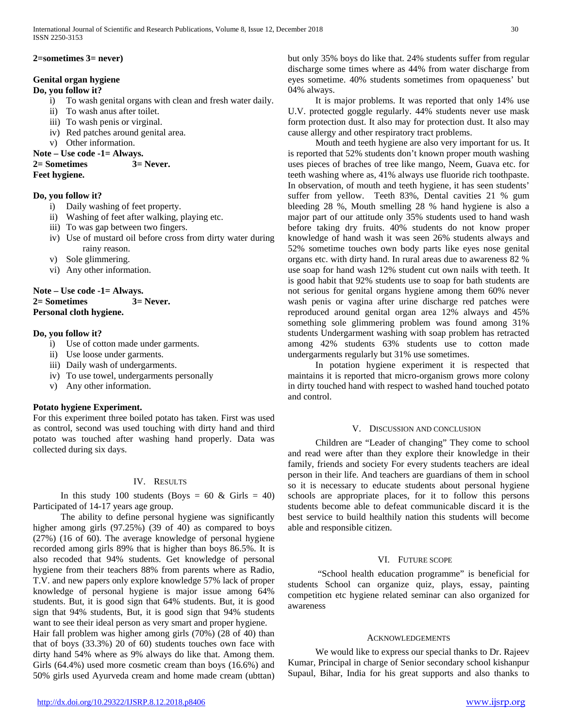**2=sometimes 3= never)**

**Genital organ hygiene**

**Do, you follow it?**

i) To wash genital organs with clean and fresh water daily.
ii) To wash anus after toilet.
iii) To wash penis or virginal.
iv) Red patches around genital area.
v) Other information.

**Note – Use code -1= Always.**
**2= Sometimes 3= Never.**

**Feet hygiene.**

**Do, you follow it?**

i) Daily washing of feet property.
ii) Washing of feet after walking, playing etc.
iii) To was gap between two fingers.
iv) Use of mustard oil before cross from dirty water during rainy reason.
v) Sole glimmering.
vi) Any other information.

**Note – Use code -1= Always.**
**2= Sometimes 3= Never.**

**Personal cloth hygiene.**

**Do, you follow it?**

i) Use of cotton made under garments.
ii) Use loose under garments.
iii) Daily wash of undergarments.
iv) To use towel, undergarments personally
v) Any other information.

**Potato hygiene Experiment.**

For this experiment three boiled potato has taken. First was used as control, second was used touching with dirty hand and third potato was touched after washing hand properly. Data was collected during six days.

## IV. Results

In this study 100 students (Boys = 60 & Girls = 40) Participated of 14-17 years age group.

The ability to define personal hygiene was significantly higher among girls (97.25%) (39 of 40) as compared to boys (27%) (16 of 60). The average knowledge of personal hygiene recorded among girls 89% that is higher than boys 86.5%. It is also recoded that 94% students. Get knowledge of personal hygiene from their teachers 88% from parents where as Radio, T.V. and new papers only explore knowledge 57% lack of proper knowledge of personal hygiene is major issue among 64% students. But, it is good sign that 64% students. But, it is good sign that 94% students, But, it is good sign that 94% students want to see their ideal person as very smart and proper hygiene.

Hair fall problem was higher among girls (70%) (28 of 40) than that of boys (33.3%) 20 of 60) students touches own face with dirty hand 54% where as 9% always do like that. Among them. Girls (64.4%) used more cosmetic cream than boys (16.6%) and 50% girls used Ayurveda cream and home made cream (ubttan) but only 35% boys do like that. 24% students suffer from regular discharge some times where as 44% from water discharge from eyes sometime. 40% students sometimes from opaqueness' but 04% always.

It is major problems. It was reported that only 14% use U.V. protected goggle regularly. 44% students never use mask form protection dust. It also may for protection dust. It also may cause allergy and other respiratory tract problems.

Mouth and teeth hygiene are also very important for us. It is reported that 52% students don't known proper mouth washing uses pieces of braches of tree like mango, Neem, Guava etc. for teeth washing where as, 41% always use fluoride rich toothpaste. In observation, of mouth and teeth hygiene, it has seen students' suffer from yellow. Teeth 83%, Dental cavities 21 % gum bleeding 28 %, Mouth smelling 28 % hand hygiene is also a major part of our attitude only 35% students used to hand wash before taking dry fruits. 40% students do not know proper knowledge of hand wash it was seen 26% students always and 52% sometime touches own body parts like eyes nose genital organs etc. with dirty hand. In rural areas due to awareness 82 % use soap for hand wash 12% student cut own nails with teeth. It is good habit that 92% students use to soap for bath students are not serious for genital organs hygiene among them 60% never wash penis or vagina after urine discharge red patches were reproduced around genital organ area 12% always and 45% something sole glimmering problem was found among 31% students Undergarment washing with soap problem has retracted among 42% students 63% students use to cotton made undergarments regularly but 31% use sometimes.

In potation hygiene experiment it is respected that maintains it is reported that micro-organism grows more colony in dirty touched hand with respect to washed hand touched potato and control.

## V. Discussion and Conclusion

Children are "Leader of changing" They come to school and read were after than they explore their knowledge in their family, friends and society For every students teachers are ideal person in their life. And teachers are guardians of them in school so it is necessary to educate students about personal hygiene schools are appropriate places, for it to follow this persons students become able to defeat communicable discard it is the best service to build healthily nation this students will become able and responsible citizen.

## VI. Future Scope

"School health education programme" is beneficial for students School can organize quiz, plays, essay, painting competition etc hygiene related seminar can also organized for awareness

## Acknowledgements

We would like to express our special thanks to Dr. Rajeev Kumar, Principal in charge of Senior secondary school kishanpur Supaul, Bihar, India for his great supports and also thanks to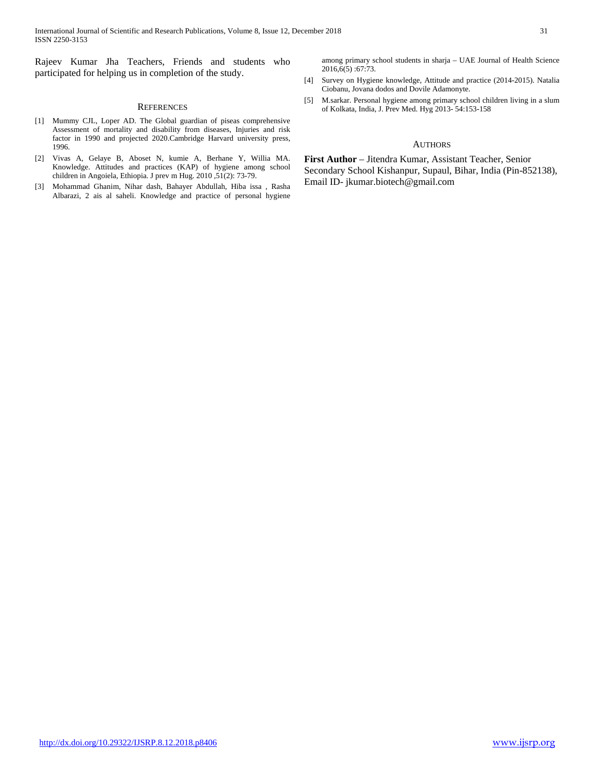Rajeev Kumar Jha Teachers, Friends and students who participated for helping us in completion of the study.

## REFERENCES

[1] Mummy CJL, Loper AD. The Global guardian of piseas comprehensive Assessment of mortality and disability from diseases, Injuries and risk factor in 1990 and projected 2020.Cambridge Harvard university press, 1996.

[2] Vivas A, Gelaye B, Aboset N, kumie A, Berhane Y, Willia MA. Knowledge. Attitudes and practices (KAP) of hygiene among school children in Angoiela, Ethiopia. J prev m Hug. 2010 ,51(2): 73-79.

[3] Mohammad Ghanim, Nihar dash, Bahayer Abdullah, Hiba issa , Rasha Albarazi, 2 ais al saheli. Knowledge and practice of personal hygiene among primary school students in sharja – UAE Journal of Health Science 2016,6(5) :67:73.

[4] Survey on Hygiene knowledge, Attitude and practice (2014-2015). Natalia Ciobanu, Jovana dodos and Dovile Adamonyte.

[5] M.sarkar. Personal hygiene among primary school children living in a slum of Kolkata, India, J. Prev Med. Hyg 2013- 54:153-158

## AUTHORS

**First Author** – Jitendra Kumar, Assistant Teacher, Senior Secondary School Kishanpur, Supaul, Bihar, India (Pin-852138), Email ID- jkumar.biotech@gmail.com